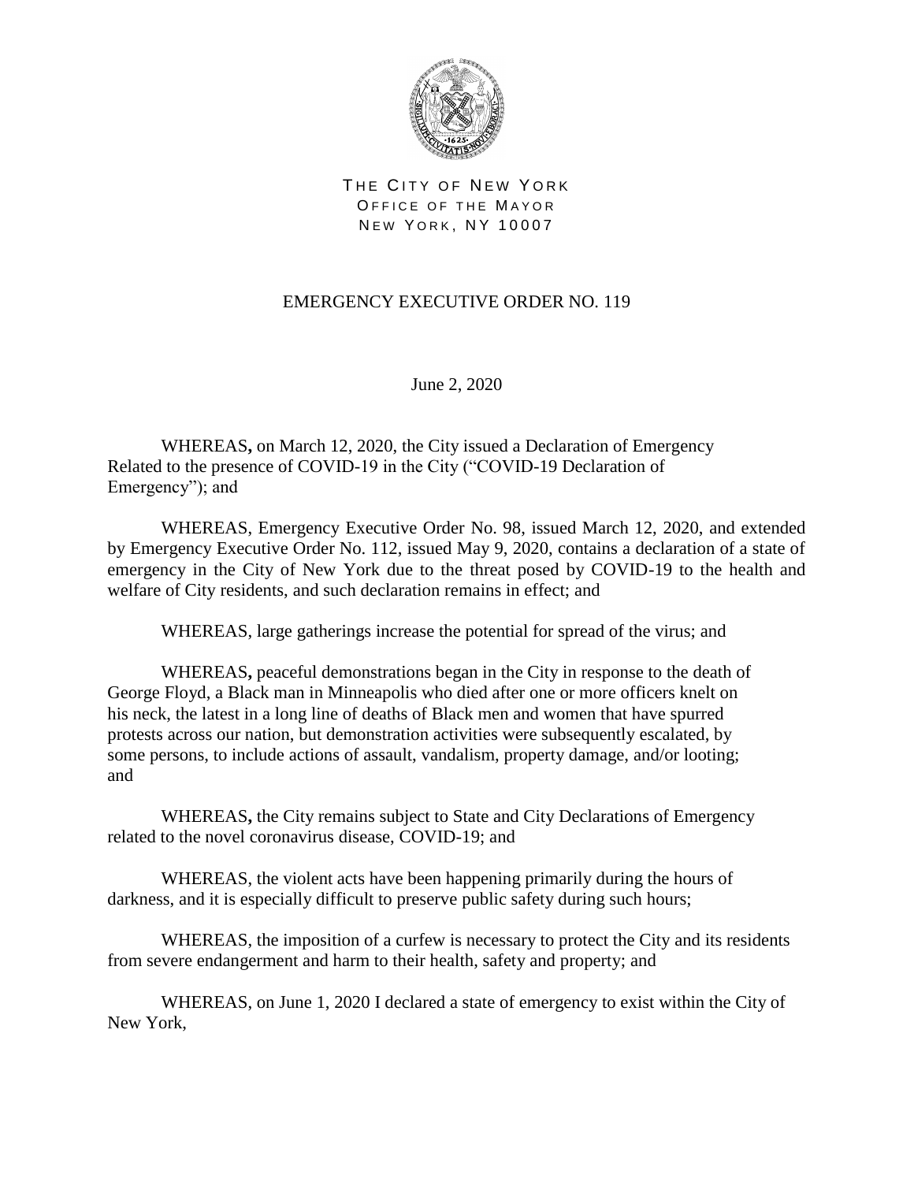THE CITY OF NEW YORK
OFFICE OF THE MAYOR
NEW YORK, NY 10007

# EMERGENCY EXECUTIVE ORDER NO. 119

June 2, 2020

WHEREAS**,** on March 12, 2020, the City issued a Declaration of Emergency Related to the presence of COVID-19 in the City ("COVID-19 Declaration of Emergency"); and

WHEREAS, Emergency Executive Order No. 98, issued March 12, 2020, and extended by Emergency Executive Order No. 112, issued May 9, 2020, contains a declaration of a state of emergency in the City of New York due to the threat posed by COVID-19 to the health and welfare of City residents, and such declaration remains in effect; and

WHEREAS, large gatherings increase the potential for spread of the virus; and

WHEREAS**,** peaceful demonstrations began in the City in response to the death of George Floyd, a Black man in Minneapolis who died after one or more officers knelt on his neck, the latest in a long line of deaths of Black men and women that have spurred protests across our nation, but demonstration activities were subsequently escalated, by some persons, to include actions of assault, vandalism, property damage, and/or looting; and

WHEREAS**,** the City remains subject to State and City Declarations of Emergency related to the novel coronavirus disease, COVID-19; and

WHEREAS, the violent acts have been happening primarily during the hours of darkness, and it is especially difficult to preserve public safety during such hours;

WHEREAS, the imposition of a curfew is necessary to protect the City and its residents from severe endangerment and harm to their health, safety and property; and

WHEREAS, on June 1, 2020 I declared a state of emergency to exist within the City of New York,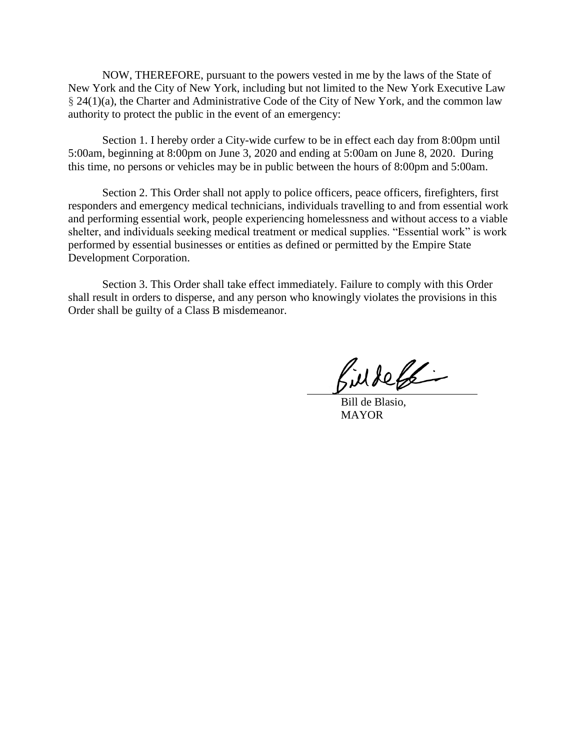NOW, THEREFORE, pursuant to the powers vested in me by the laws of the State of New York and the City of New York, including but not limited to the New York Executive Law § 24(1)(a), the Charter and Administrative Code of the City of New York, and the common law authority to protect the public in the event of an emergency:

Section 1. I hereby order a City-wide curfew to be in effect each day from 8:00pm until 5:00am, beginning at 8:00pm on June 3, 2020 and ending at 5:00am on June 8, 2020. During this time, no persons or vehicles may be in public between the hours of 8:00pm and 5:00am.

Section 2. This Order shall not apply to police officers, peace officers, firefighters, first responders and emergency medical technicians, individuals travelling to and from essential work and performing essential work, people experiencing homelessness and without access to a viable shelter, and individuals seeking medical treatment or medical supplies. "Essential work" is work performed by essential businesses or entities as defined or permitted by the Empire State Development Corporation.

Section 3. This Order shall take effect immediately. Failure to comply with this Order shall result in orders to disperse, and any person who knowingly violates the provisions in this Order shall be guilty of a Class B misdemeanor.

Bill de Blasio,
MAYOR